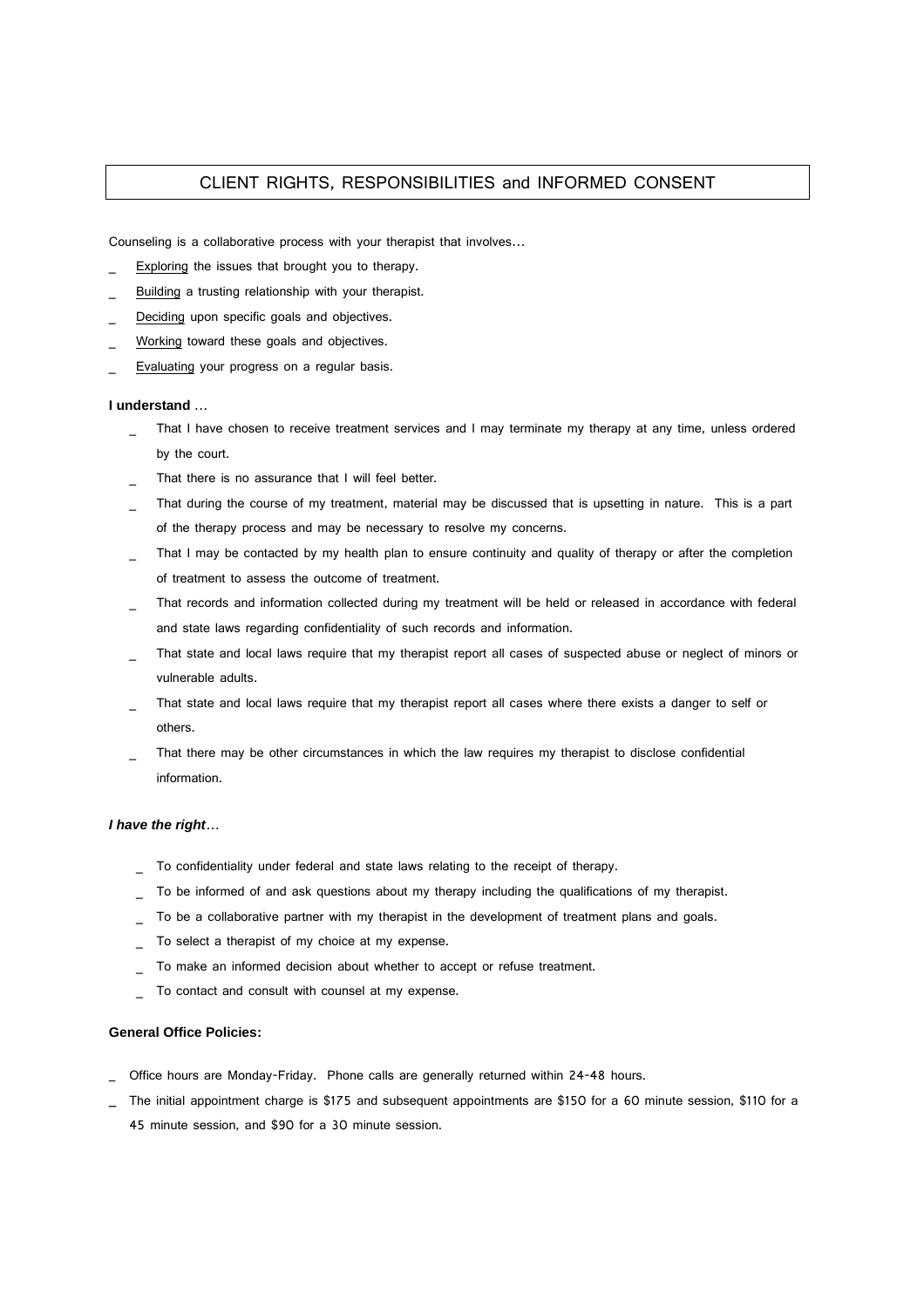# CLIENT RIGHTS, RESPONSIBILITIES and INFORMED CONSENT

Counseling is a collaborative process with your therapist that involves…

- Exploring the issues that brought you to therapy.
- Building a trusting relationship with your therapist.
- Deciding upon specific goals and objectives.
- Working toward these goals and objectives.
- Evaluating your progress on a regular basis.

**I understand** …

- That I have chosen to receive treatment services and I may terminate my therapy at any time, unless ordered by the court.
- That there is no assurance that I will feel better.
- That during the course of my treatment, material may be discussed that is upsetting in nature. This is a part of the therapy process and may be necessary to resolve my concerns.
- That I may be contacted by my health plan to ensure continuity and quality of therapy or after the completion of treatment to assess the outcome of treatment.
- That records and information collected during my treatment will be held or released in accordance with federal and state laws regarding confidentiality of such records and information.
- That state and local laws require that my therapist report all cases of suspected abuse or neglect of minors or vulnerable adults.
- That state and local laws require that my therapist report all cases where there exists a danger to self or others.
- That there may be other circumstances in which the law requires my therapist to disclose confidential information.

***I have the right…***

- To confidentiality under federal and state laws relating to the receipt of therapy.
- To be informed of and ask questions about my therapy including the qualifications of my therapist.
- To be a collaborative partner with my therapist in the development of treatment plans and goals.
- To select a therapist of my choice at my expense.
- To make an informed decision about whether to accept or refuse treatment.
- To contact and consult with counsel at my expense.

**General Office Policies:**

- Office hours are Monday-Friday. Phone calls are generally returned within 24-48 hours.
- The initial appointment charge is $175 and subsequent appointments are $150 for a 60 minute session, $110 for a 45 minute session, and $90 for a 30 minute session.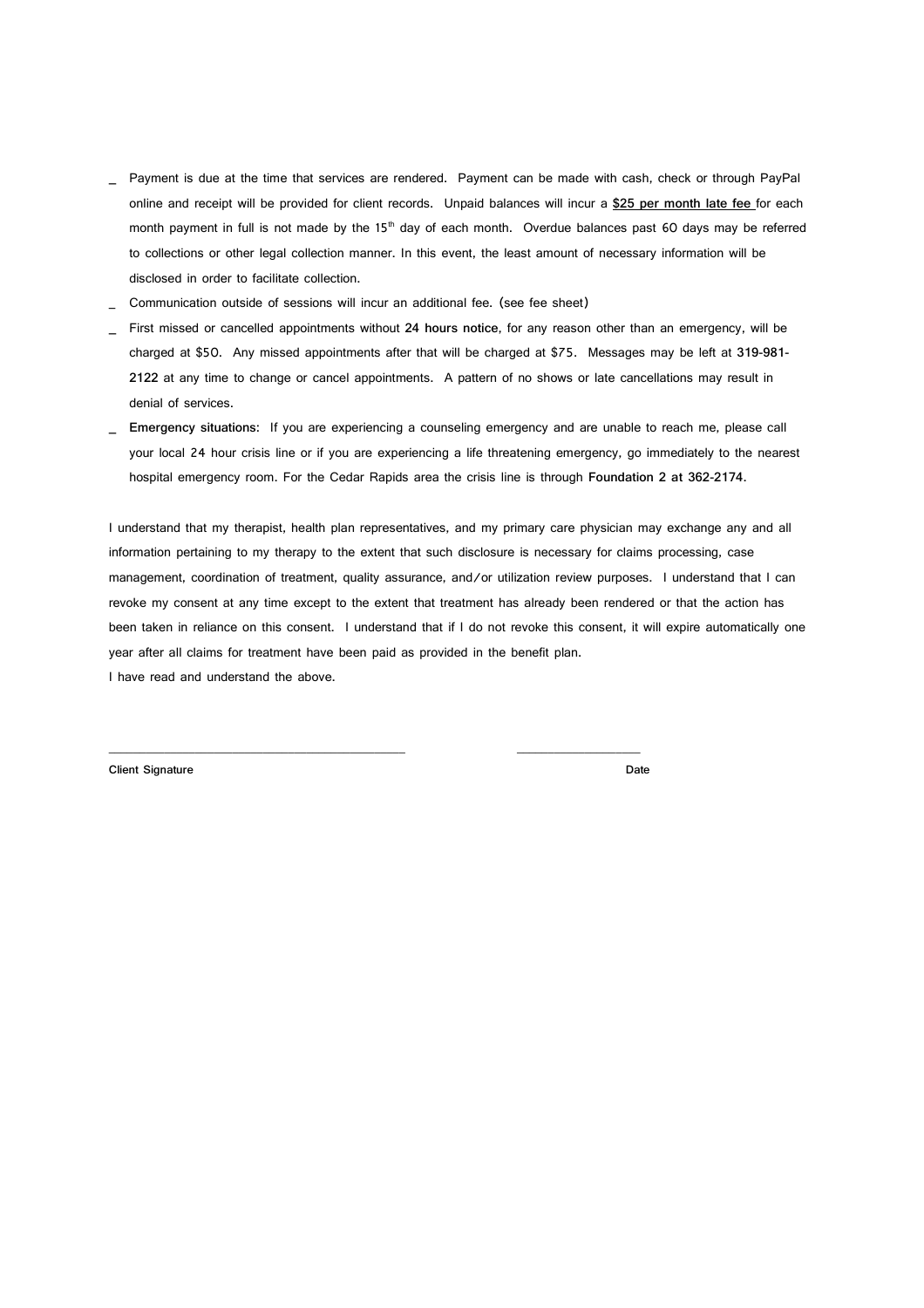- Payment is due at the time that services are rendered. Payment can be made with cash, check or through PayPal online and receipt will be provided for client records. Unpaid balances will incur a **$25 per month late fee** for each month payment in full is not made by the 15th day of each month. Overdue balances past 60 days may be referred to collections or other legal collection manner. In this event, the least amount of necessary information will be disclosed in order to facilitate collection.
- Communication outside of sessions will incur an additional fee. (see fee sheet)
- First missed or cancelled appointments without **24 hours notice**, for any reason other than an emergency, will be charged at $50. Any missed appointments after that will be charged at $75. Messages may be left at **319-981-2122** at any time to change or cancel appointments. A pattern of no shows or late cancellations may result in denial of services.
- **Emergency situations:** If you are experiencing a counseling emergency and are unable to reach me, please call your local 24 hour crisis line or if you are experiencing a life threatening emergency, go immediately to the nearest hospital emergency room. For the Cedar Rapids area the crisis line is through **Foundation 2 at 362-2174**.

I understand that my therapist, health plan representatives, and my primary care physician may exchange any and all information pertaining to my therapy to the extent that such disclosure is necessary for claims processing, case management, coordination of treatment, quality assurance, and/or utilization review purposes. I understand that I can revoke my consent at any time except to the extent that treatment has already been rendered or that the action has been taken in reliance on this consent. I understand that if I do not revoke this consent, it will expire automatically one year after all claims for treatment have been paid as provided in the benefit plan.

I have read and understand the above.

_________________________________________ __________________

**Client Signature** **Date**